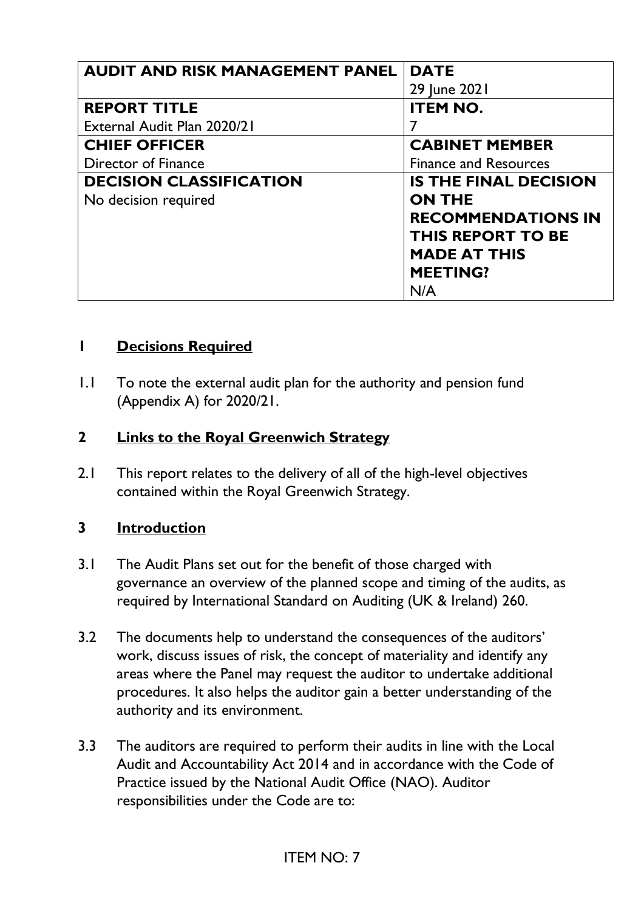| AUDIT AND RISK MANAGEMENT PANEL | DATE |
|---|---|
| | 29 June 2021 |
| **REPORT TITLE** | **ITEM NO.** |
| External Audit Plan 2020/21 | 7 |
| **CHIEF OFFICER** | **CABINET MEMBER** |
| Director of Finance | Finance and Resources |
| **DECISION CLASSIFICATION** | **IS THE FINAL DECISION ON THE RECOMMENDATIONS IN THIS REPORT TO BE MADE AT THIS MEETING?** |
| No decision required | N/A |

## 1 Decisions Required

1.1 To note the external audit plan for the authority and pension fund (Appendix A) for 2020/21.

## 2 Links to the Royal Greenwich Strategy

2.1 This report relates to the delivery of all of the high-level objectives contained within the Royal Greenwich Strategy.

## 3 Introduction

3.1 The Audit Plans set out for the benefit of those charged with governance an overview of the planned scope and timing of the audits, as required by International Standard on Auditing (UK & Ireland) 260.

3.2 The documents help to understand the consequences of the auditors' work, discuss issues of risk, the concept of materiality and identify any areas where the Panel may request the auditor to undertake additional procedures. It also helps the auditor gain a better understanding of the authority and its environment.

3.3 The auditors are required to perform their audits in line with the Local Audit and Accountability Act 2014 and in accordance with the Code of Practice issued by the National Audit Office (NAO). Auditor responsibilities under the Code are to: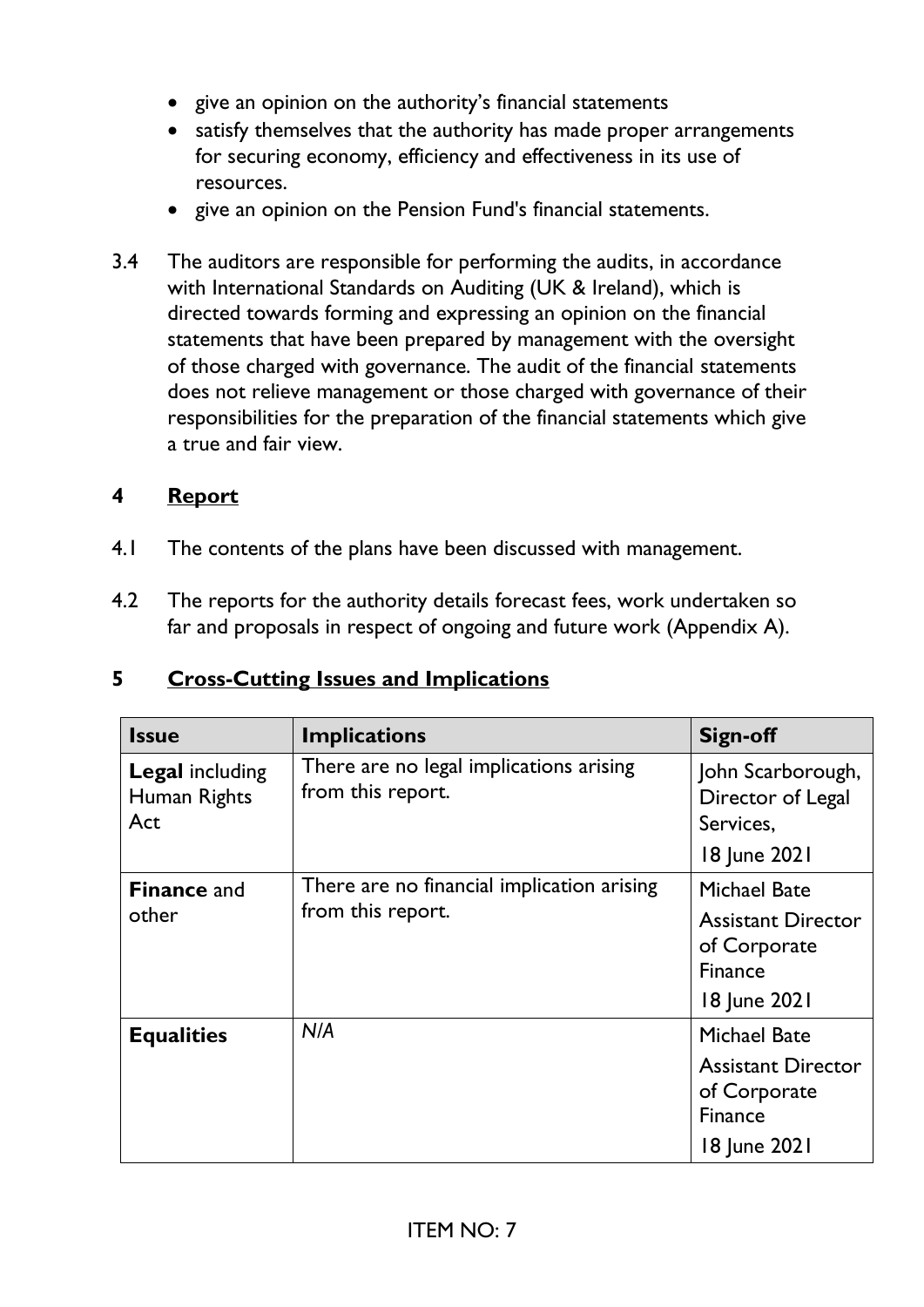- give an opinion on the authority's financial statements
- satisfy themselves that the authority has made proper arrangements for securing economy, efficiency and effectiveness in its use of resources.
- give an opinion on the Pension Fund's financial statements.

3.4 The auditors are responsible for performing the audits, in accordance with International Standards on Auditing (UK & Ireland), which is directed towards forming and expressing an opinion on the financial statements that have been prepared by management with the oversight of those charged with governance. The audit of the financial statements does not relieve management or those charged with governance of their responsibilities for the preparation of the financial statements which give a true and fair view.

## 4 Report

4.1 The contents of the plans have been discussed with management.

4.2 The reports for the authority details forecast fees, work undertaken so far and proposals in respect of ongoing and future work (Appendix A).

## 5 Cross-Cutting Issues and Implications

| Issue | Implications | Sign-off |
|---|---|---|
| **Legal** including Human Rights Act | There are no legal implications arising from this report. | John Scarborough, Director of Legal Services, 18 June 2021 |
| **Finance** and other | There are no financial implication arising from this report. | Michael Bate Assistant Director of Corporate Finance 18 June 2021 |
| **Equalities** | *N/A* | Michael Bate Assistant Director of Corporate Finance 18 June 2021 |

ITEM NO: 7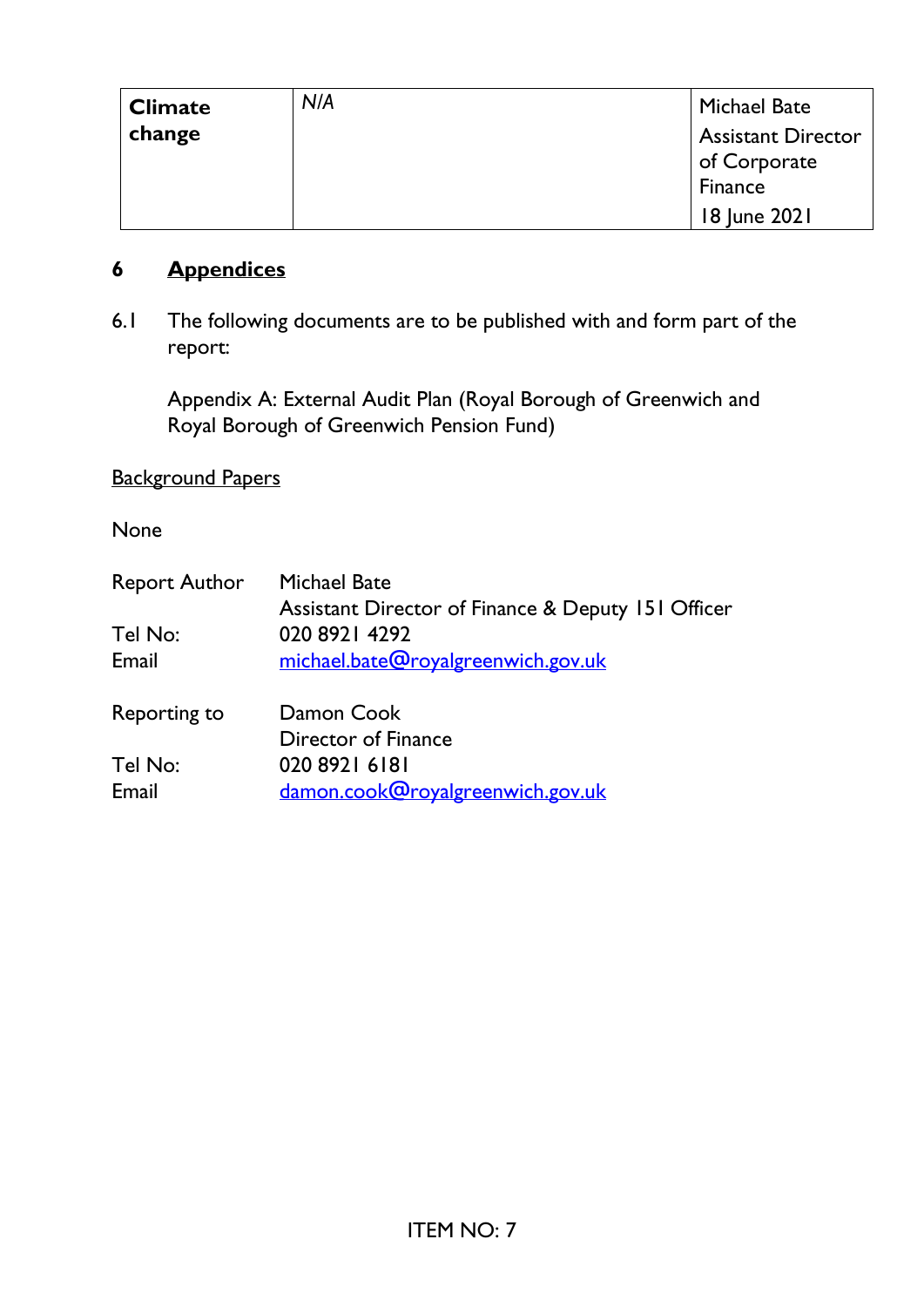| | | |
|---|---|---|
| **Climate change** | *N/A* | Michael Bate<br>Assistant Director of Corporate Finance<br>18 June 2021 |

## 6 Appendices

6.1 The following documents are to be published with and form part of the report:

Appendix A: External Audit Plan (Royal Borough of Greenwich and Royal Borough of Greenwich Pension Fund)

Background Papers

None

| | |
|---|---|
| Report Author | Michael Bate<br>Assistant Director of Finance & Deputy 151 Officer |
| Tel No: | 020 8921 4292 |
| Email | michael.bate@royalgreenwich.gov.uk |
| Reporting to | Damon Cook<br>Director of Finance |
| Tel No: | 020 8921 6181 |
| Email | damon.cook@royalgreenwich.gov.uk |

ITEM NO: 7